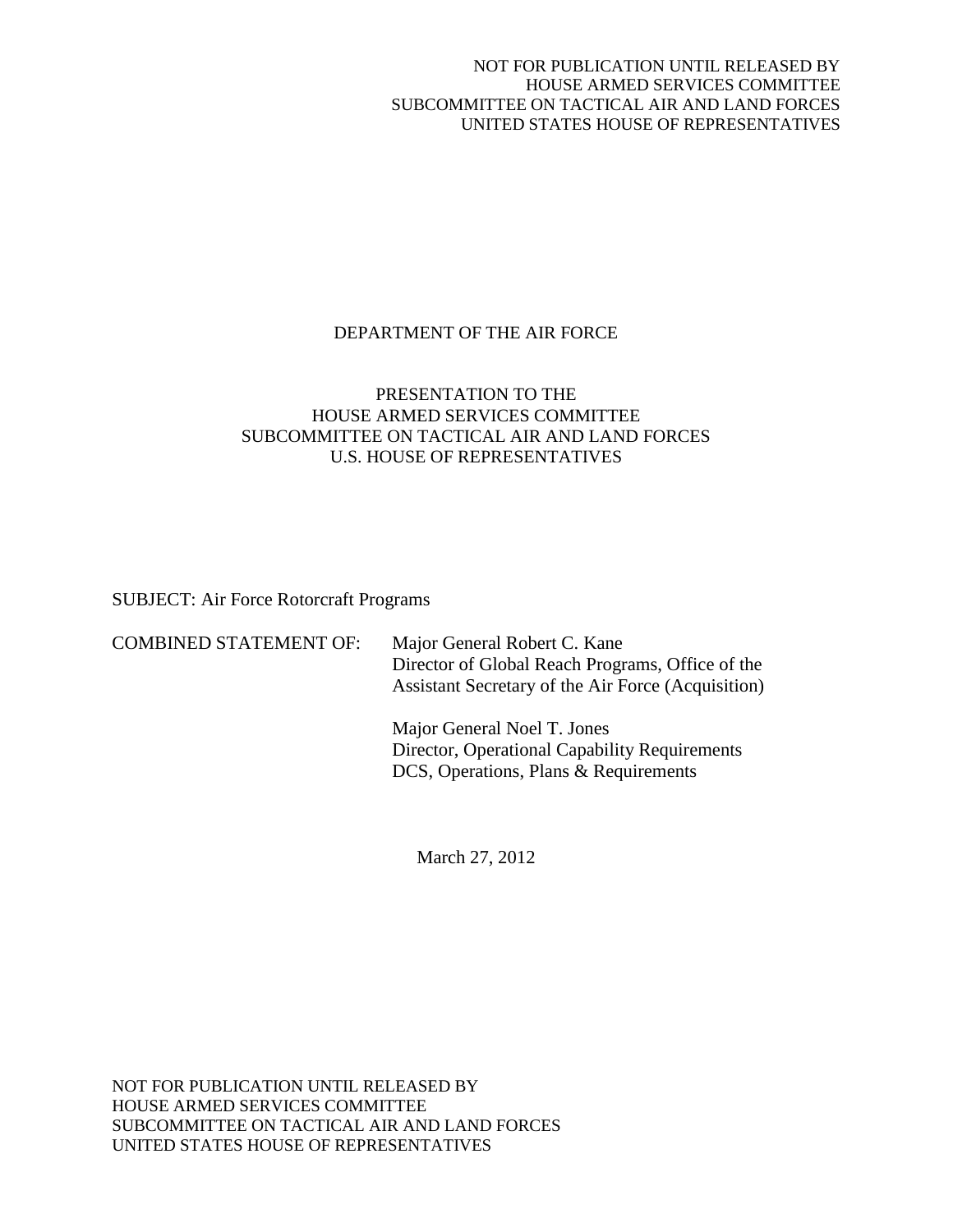NOT FOR PUBLICATION UNTIL RELEASED BY
HOUSE ARMED SERVICES COMMITTEE
SUBCOMMITTEE ON TACTICAL AIR AND LAND FORCES
UNITED STATES HOUSE OF REPRESENTATIVES

DEPARTMENT OF THE AIR FORCE

PRESENTATION TO THE
HOUSE ARMED SERVICES COMMITTEE
SUBCOMMITTEE ON TACTICAL AIR AND LAND FORCES
U.S. HOUSE OF REPRESENTATIVES

SUBJECT: Air Force Rotorcraft Programs

COMBINED STATEMENT OF:

Major General Robert C. Kane
Director of Global Reach Programs, Office of the Assistant Secretary of the Air Force (Acquisition)

Major General Noel T. Jones
Director, Operational Capability Requirements
DCS, Operations, Plans & Requirements

March 27, 2012

NOT FOR PUBLICATION UNTIL RELEASED BY
HOUSE ARMED SERVICES COMMITTEE
SUBCOMMITTEE ON TACTICAL AIR AND LAND FORCES
UNITED STATES HOUSE OF REPRESENTATIVES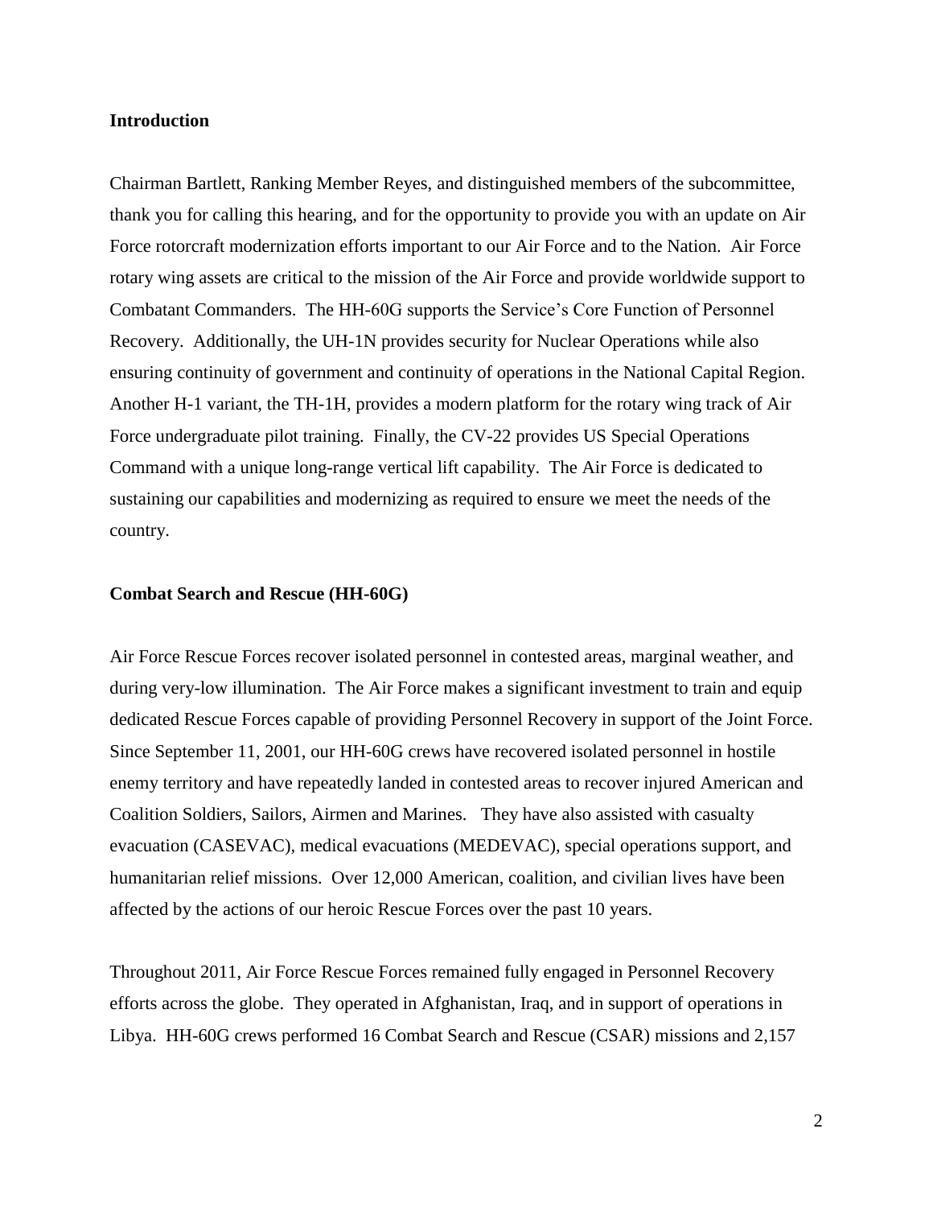## Introduction

Chairman Bartlett, Ranking Member Reyes, and distinguished members of the subcommittee, thank you for calling this hearing, and for the opportunity to provide you with an update on Air Force rotorcraft modernization efforts important to our Air Force and to the Nation. Air Force rotary wing assets are critical to the mission of the Air Force and provide worldwide support to Combatant Commanders. The HH-60G supports the Service's Core Function of Personnel Recovery. Additionally, the UH-1N provides security for Nuclear Operations while also ensuring continuity of government and continuity of operations in the National Capital Region. Another H-1 variant, the TH-1H, provides a modern platform for the rotary wing track of Air Force undergraduate pilot training. Finally, the CV-22 provides US Special Operations Command with a unique long-range vertical lift capability. The Air Force is dedicated to sustaining our capabilities and modernizing as required to ensure we meet the needs of the country.

## Combat Search and Rescue (HH-60G)

Air Force Rescue Forces recover isolated personnel in contested areas, marginal weather, and during very-low illumination. The Air Force makes a significant investment to train and equip dedicated Rescue Forces capable of providing Personnel Recovery in support of the Joint Force. Since September 11, 2001, our HH-60G crews have recovered isolated personnel in hostile enemy territory and have repeatedly landed in contested areas to recover injured American and Coalition Soldiers, Sailors, Airmen and Marines. They have also assisted with casualty evacuation (CASEVAC), medical evacuations (MEDEVAC), special operations support, and humanitarian relief missions. Over 12,000 American, coalition, and civilian lives have been affected by the actions of our heroic Rescue Forces over the past 10 years.

Throughout 2011, Air Force Rescue Forces remained fully engaged in Personnel Recovery efforts across the globe. They operated in Afghanistan, Iraq, and in support of operations in Libya. HH-60G crews performed 16 Combat Search and Rescue (CSAR) missions and 2,157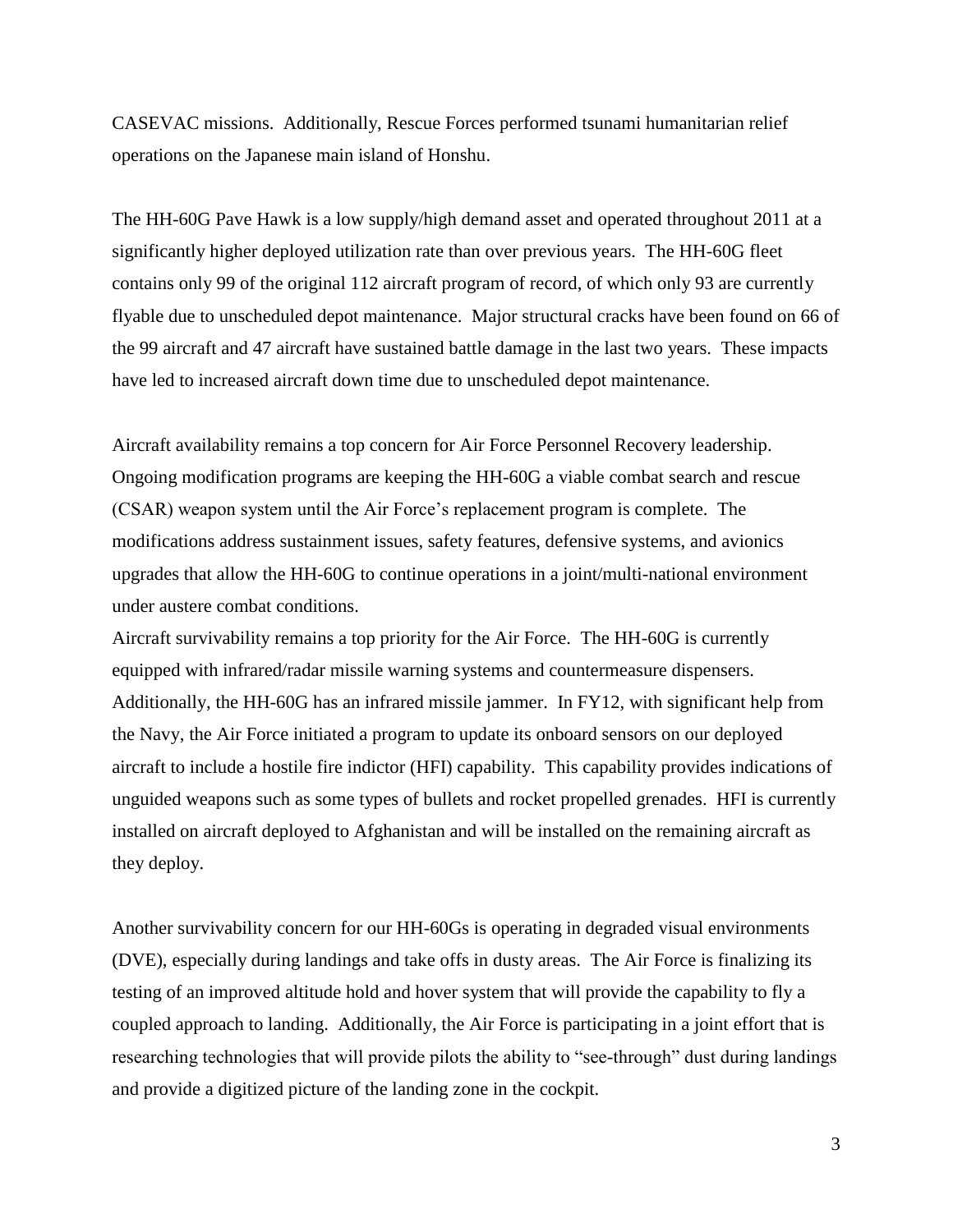CASEVAC missions. Additionally, Rescue Forces performed tsunami humanitarian relief operations on the Japanese main island of Honshu.

The HH-60G Pave Hawk is a low supply/high demand asset and operated throughout 2011 at a significantly higher deployed utilization rate than over previous years. The HH-60G fleet contains only 99 of the original 112 aircraft program of record, of which only 93 are currently flyable due to unscheduled depot maintenance. Major structural cracks have been found on 66 of the 99 aircraft and 47 aircraft have sustained battle damage in the last two years. These impacts have led to increased aircraft down time due to unscheduled depot maintenance.

Aircraft availability remains a top concern for Air Force Personnel Recovery leadership. Ongoing modification programs are keeping the HH-60G a viable combat search and rescue (CSAR) weapon system until the Air Force's replacement program is complete. The modifications address sustainment issues, safety features, defensive systems, and avionics upgrades that allow the HH-60G to continue operations in a joint/multi-national environment under austere combat conditions.

Aircraft survivability remains a top priority for the Air Force. The HH-60G is currently equipped with infrared/radar missile warning systems and countermeasure dispensers. Additionally, the HH-60G has an infrared missile jammer. In FY12, with significant help from the Navy, the Air Force initiated a program to update its onboard sensors on our deployed aircraft to include a hostile fire indictor (HFI) capability. This capability provides indications of unguided weapons such as some types of bullets and rocket propelled grenades. HFI is currently installed on aircraft deployed to Afghanistan and will be installed on the remaining aircraft as they deploy.

Another survivability concern for our HH-60Gs is operating in degraded visual environments (DVE), especially during landings and take offs in dusty areas. The Air Force is finalizing its testing of an improved altitude hold and hover system that will provide the capability to fly a coupled approach to landing. Additionally, the Air Force is participating in a joint effort that is researching technologies that will provide pilots the ability to "see-through" dust during landings and provide a digitized picture of the landing zone in the cockpit.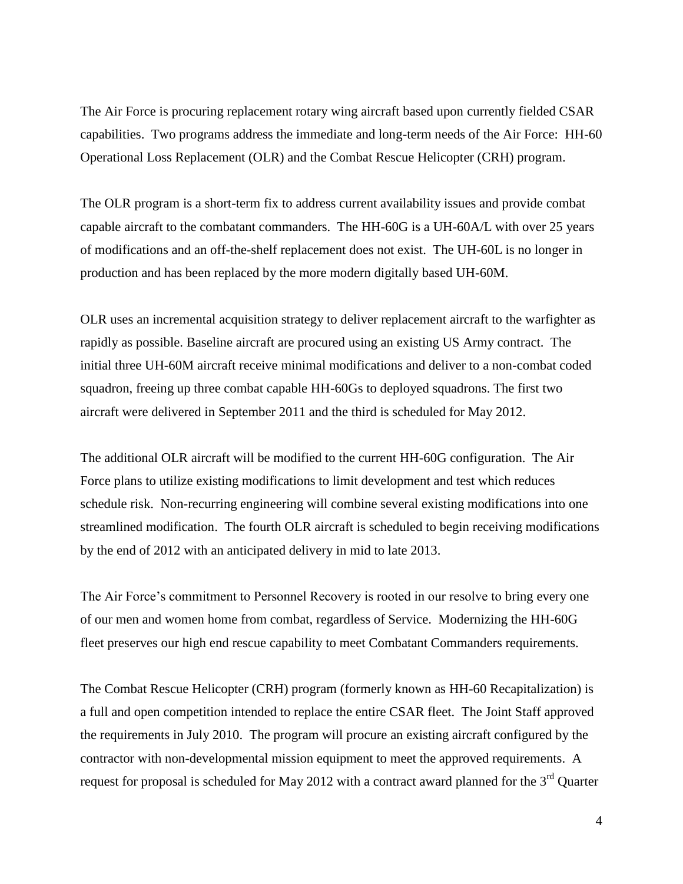The Air Force is procuring replacement rotary wing aircraft based upon currently fielded CSAR capabilities. Two programs address the immediate and long-term needs of the Air Force: HH-60 Operational Loss Replacement (OLR) and the Combat Rescue Helicopter (CRH) program.

The OLR program is a short-term fix to address current availability issues and provide combat capable aircraft to the combatant commanders. The HH-60G is a UH-60A/L with over 25 years of modifications and an off-the-shelf replacement does not exist. The UH-60L is no longer in production and has been replaced by the more modern digitally based UH-60M.

OLR uses an incremental acquisition strategy to deliver replacement aircraft to the warfighter as rapidly as possible. Baseline aircraft are procured using an existing US Army contract. The initial three UH-60M aircraft receive minimal modifications and deliver to a non-combat coded squadron, freeing up three combat capable HH-60Gs to deployed squadrons. The first two aircraft were delivered in September 2011 and the third is scheduled for May 2012.

The additional OLR aircraft will be modified to the current HH-60G configuration. The Air Force plans to utilize existing modifications to limit development and test which reduces schedule risk. Non-recurring engineering will combine several existing modifications into one streamlined modification. The fourth OLR aircraft is scheduled to begin receiving modifications by the end of 2012 with an anticipated delivery in mid to late 2013.

The Air Force's commitment to Personnel Recovery is rooted in our resolve to bring every one of our men and women home from combat, regardless of Service. Modernizing the HH-60G fleet preserves our high end rescue capability to meet Combatant Commanders requirements.

The Combat Rescue Helicopter (CRH) program (formerly known as HH-60 Recapitalization) is a full and open competition intended to replace the entire CSAR fleet. The Joint Staff approved the requirements in July 2010. The program will procure an existing aircraft configured by the contractor with non-developmental mission equipment to meet the approved requirements. A request for proposal is scheduled for May 2012 with a contract award planned for the 3rd Quarter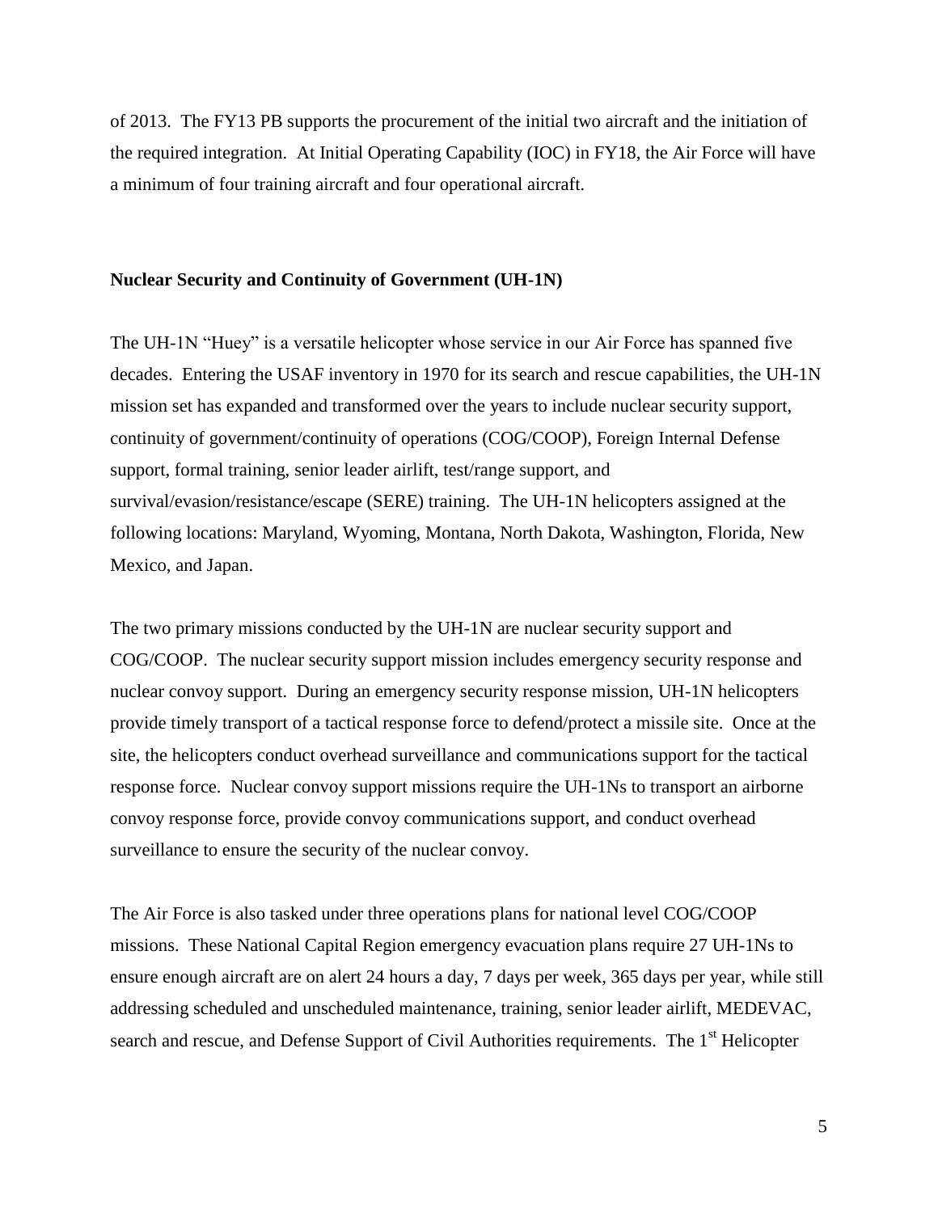of 2013. The FY13 PB supports the procurement of the initial two aircraft and the initiation of the required integration. At Initial Operating Capability (IOC) in FY18, the Air Force will have a minimum of four training aircraft and four operational aircraft.

**Nuclear Security and Continuity of Government (UH-1N)**

The UH-1N "Huey" is a versatile helicopter whose service in our Air Force has spanned five decades. Entering the USAF inventory in 1970 for its search and rescue capabilities, the UH-1N mission set has expanded and transformed over the years to include nuclear security support, continuity of government/continuity of operations (COG/COOP), Foreign Internal Defense support, formal training, senior leader airlift, test/range support, and survival/evasion/resistance/escape (SERE) training. The UH-1N helicopters assigned at the following locations: Maryland, Wyoming, Montana, North Dakota, Washington, Florida, New Mexico, and Japan.

The two primary missions conducted by the UH-1N are nuclear security support and COG/COOP. The nuclear security support mission includes emergency security response and nuclear convoy support. During an emergency security response mission, UH-1N helicopters provide timely transport of a tactical response force to defend/protect a missile site. Once at the site, the helicopters conduct overhead surveillance and communications support for the tactical response force. Nuclear convoy support missions require the UH-1Ns to transport an airborne convoy response force, provide convoy communications support, and conduct overhead surveillance to ensure the security of the nuclear convoy.

The Air Force is also tasked under three operations plans for national level COG/COOP missions. These National Capital Region emergency evacuation plans require 27 UH-1Ns to ensure enough aircraft are on alert 24 hours a day, 7 days per week, 365 days per year, while still addressing scheduled and unscheduled maintenance, training, senior leader airlift, MEDEVAC, search and rescue, and Defense Support of Civil Authorities requirements. The 1st Helicopter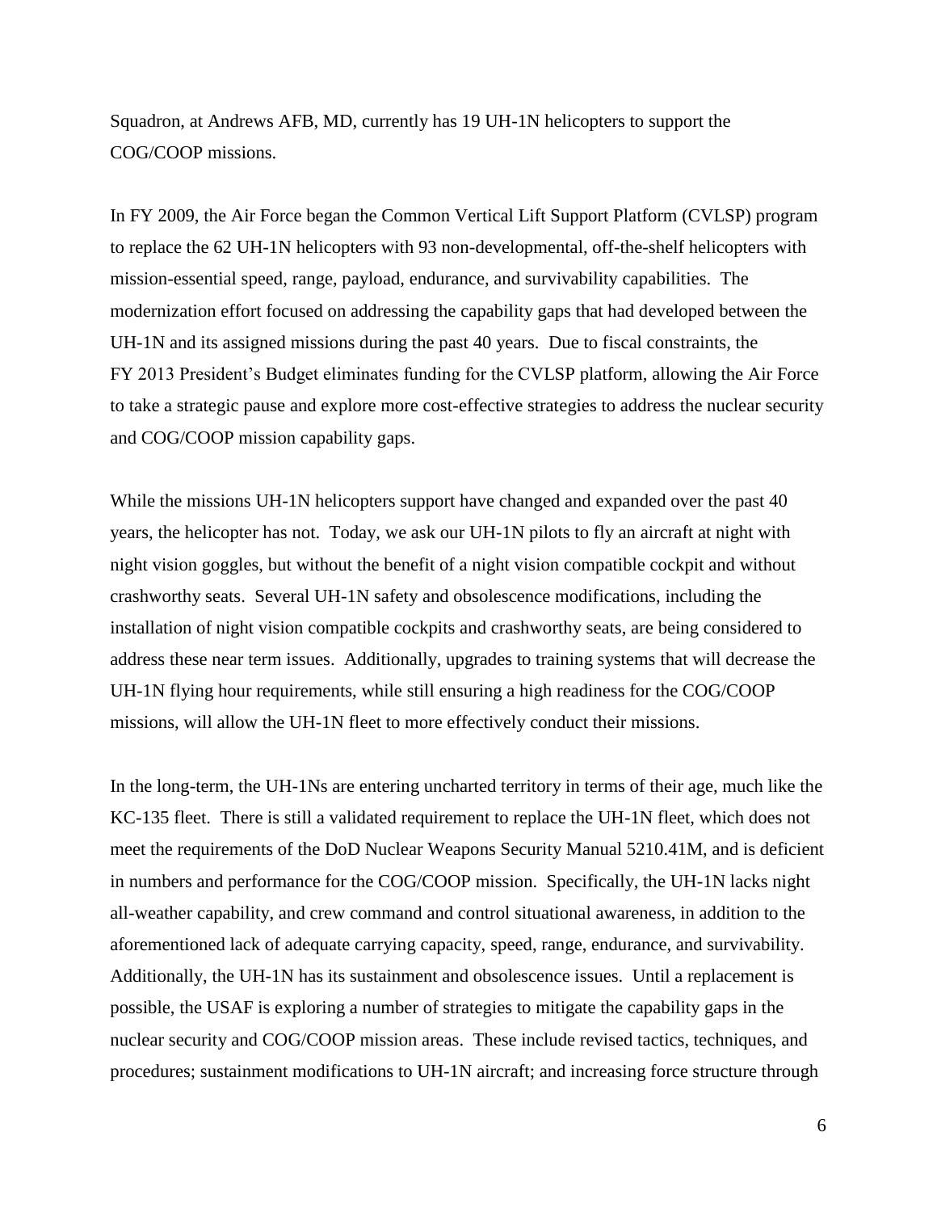Squadron, at Andrews AFB, MD, currently has 19 UH-1N helicopters to support the COG/COOP missions.

In FY 2009, the Air Force began the Common Vertical Lift Support Platform (CVLSP) program to replace the 62 UH-1N helicopters with 93 non-developmental, off-the-shelf helicopters with mission-essential speed, range, payload, endurance, and survivability capabilities. The modernization effort focused on addressing the capability gaps that had developed between the UH-1N and its assigned missions during the past 40 years. Due to fiscal constraints, the FY 2013 President's Budget eliminates funding for the CVLSP platform, allowing the Air Force to take a strategic pause and explore more cost-effective strategies to address the nuclear security and COG/COOP mission capability gaps.

While the missions UH-1N helicopters support have changed and expanded over the past 40 years, the helicopter has not. Today, we ask our UH-1N pilots to fly an aircraft at night with night vision goggles, but without the benefit of a night vision compatible cockpit and without crashworthy seats. Several UH-1N safety and obsolescence modifications, including the installation of night vision compatible cockpits and crashworthy seats, are being considered to address these near term issues. Additionally, upgrades to training systems that will decrease the UH-1N flying hour requirements, while still ensuring a high readiness for the COG/COOP missions, will allow the UH-1N fleet to more effectively conduct their missions.

In the long-term, the UH-1Ns are entering uncharted territory in terms of their age, much like the KC-135 fleet. There is still a validated requirement to replace the UH-1N fleet, which does not meet the requirements of the DoD Nuclear Weapons Security Manual 5210.41M, and is deficient in numbers and performance for the COG/COOP mission. Specifically, the UH-1N lacks night all-weather capability, and crew command and control situational awareness, in addition to the aforementioned lack of adequate carrying capacity, speed, range, endurance, and survivability. Additionally, the UH-1N has its sustainment and obsolescence issues. Until a replacement is possible, the USAF is exploring a number of strategies to mitigate the capability gaps in the nuclear security and COG/COOP mission areas. These include revised tactics, techniques, and procedures; sustainment modifications to UH-1N aircraft; and increasing force structure through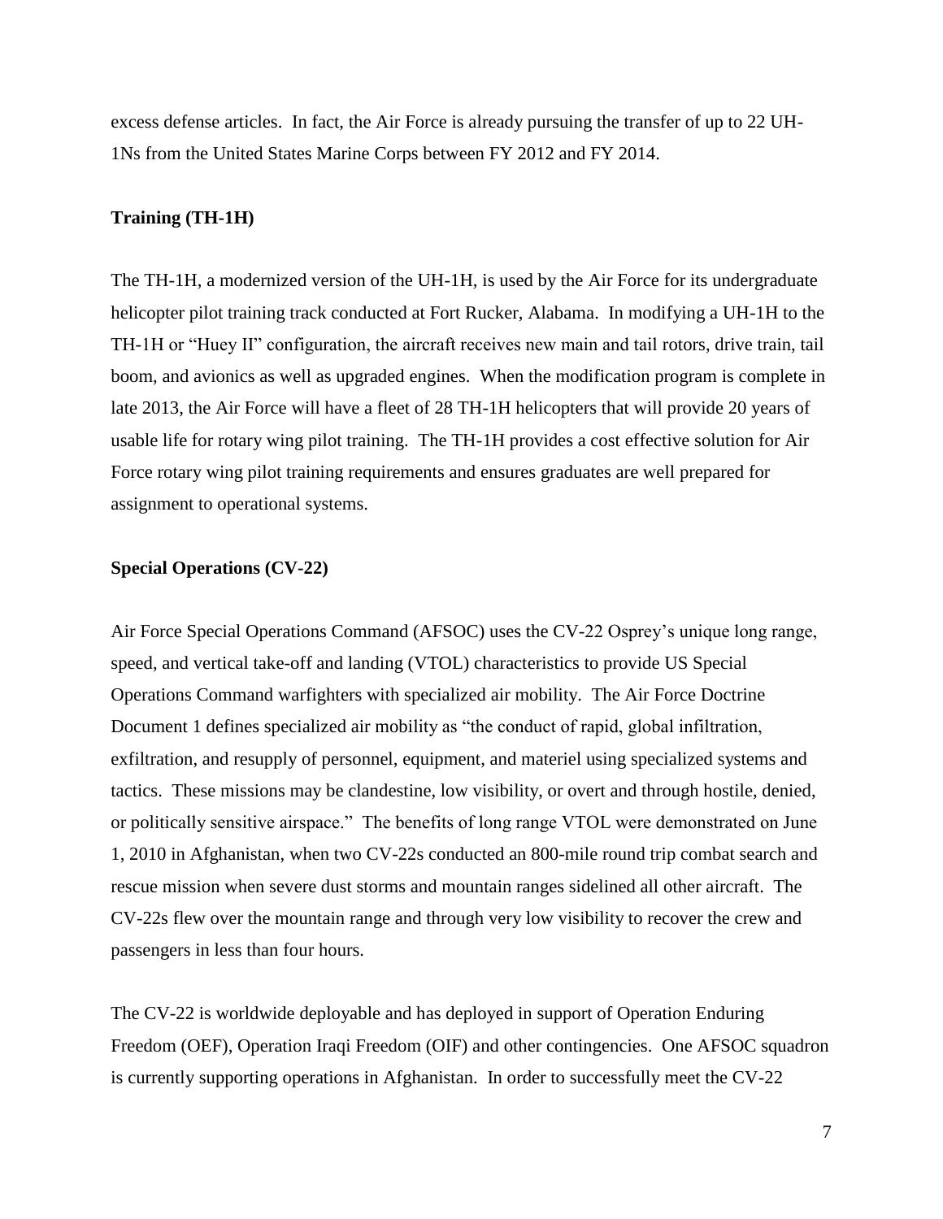excess defense articles. In fact, the Air Force is already pursuing the transfer of up to 22 UH-1Ns from the United States Marine Corps between FY 2012 and FY 2014.

**Training (TH-1H)**

The TH-1H, a modernized version of the UH-1H, is used by the Air Force for its undergraduate helicopter pilot training track conducted at Fort Rucker, Alabama. In modifying a UH-1H to the TH-1H or "Huey II" configuration, the aircraft receives new main and tail rotors, drive train, tail boom, and avionics as well as upgraded engines. When the modification program is complete in late 2013, the Air Force will have a fleet of 28 TH-1H helicopters that will provide 20 years of usable life for rotary wing pilot training. The TH-1H provides a cost effective solution for Air Force rotary wing pilot training requirements and ensures graduates are well prepared for assignment to operational systems.

**Special Operations (CV-22)**

Air Force Special Operations Command (AFSOC) uses the CV-22 Osprey's unique long range, speed, and vertical take-off and landing (VTOL) characteristics to provide US Special Operations Command warfighters with specialized air mobility. The Air Force Doctrine Document 1 defines specialized air mobility as "the conduct of rapid, global infiltration, exfiltration, and resupply of personnel, equipment, and materiel using specialized systems and tactics. These missions may be clandestine, low visibility, or overt and through hostile, denied, or politically sensitive airspace." The benefits of long range VTOL were demonstrated on June 1, 2010 in Afghanistan, when two CV-22s conducted an 800-mile round trip combat search and rescue mission when severe dust storms and mountain ranges sidelined all other aircraft. The CV-22s flew over the mountain range and through very low visibility to recover the crew and passengers in less than four hours.

The CV-22 is worldwide deployable and has deployed in support of Operation Enduring Freedom (OEF), Operation Iraqi Freedom (OIF) and other contingencies. One AFSOC squadron is currently supporting operations in Afghanistan. In order to successfully meet the CV-22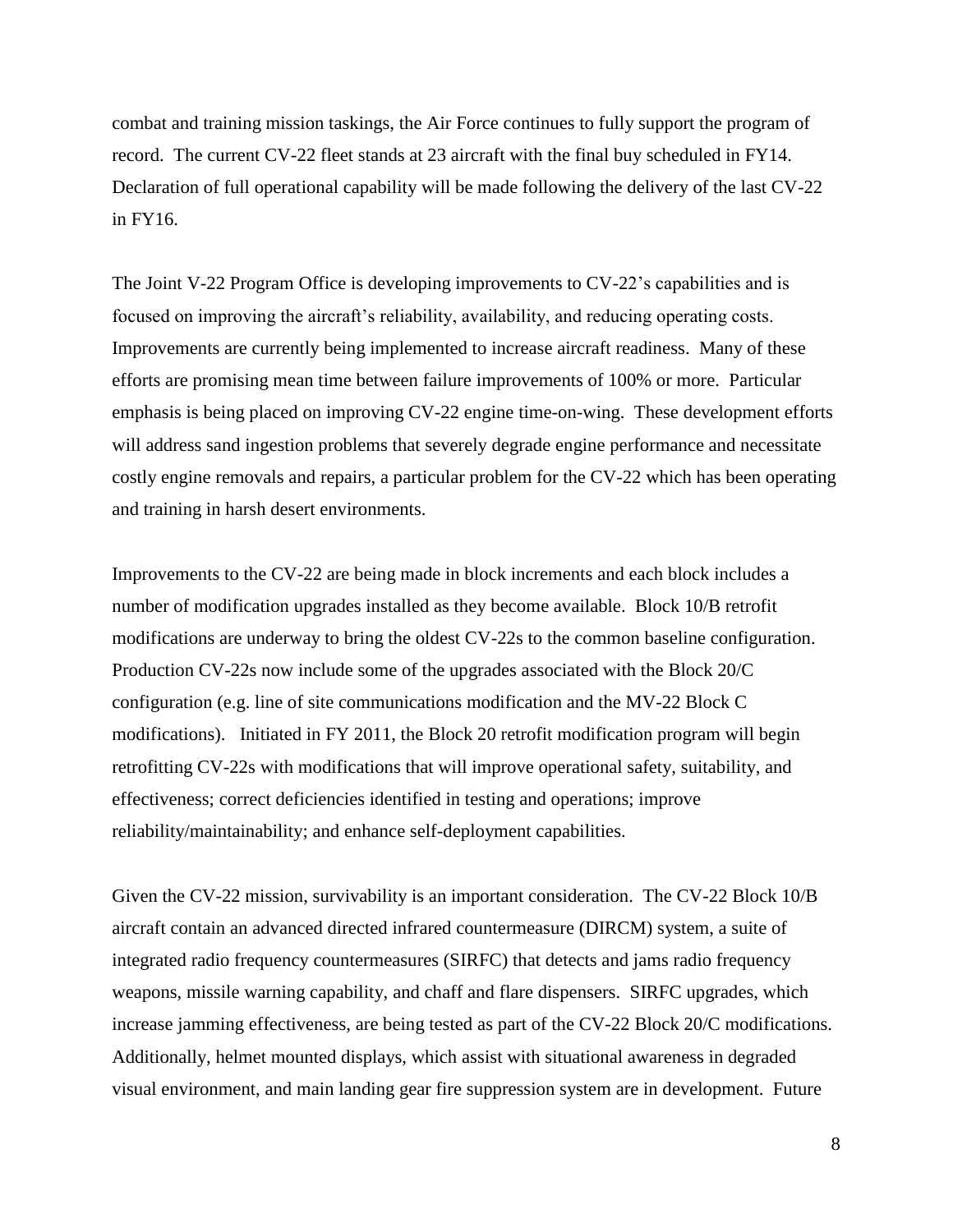combat and training mission taskings, the Air Force continues to fully support the program of record. The current CV-22 fleet stands at 23 aircraft with the final buy scheduled in FY14. Declaration of full operational capability will be made following the delivery of the last CV-22 in FY16.

The Joint V-22 Program Office is developing improvements to CV-22's capabilities and is focused on improving the aircraft's reliability, availability, and reducing operating costs. Improvements are currently being implemented to increase aircraft readiness. Many of these efforts are promising mean time between failure improvements of 100% or more. Particular emphasis is being placed on improving CV-22 engine time-on-wing. These development efforts will address sand ingestion problems that severely degrade engine performance and necessitate costly engine removals and repairs, a particular problem for the CV-22 which has been operating and training in harsh desert environments.

Improvements to the CV-22 are being made in block increments and each block includes a number of modification upgrades installed as they become available. Block 10/B retrofit modifications are underway to bring the oldest CV-22s to the common baseline configuration. Production CV-22s now include some of the upgrades associated with the Block 20/C configuration (e.g. line of site communications modification and the MV-22 Block C modifications). Initiated in FY 2011, the Block 20 retrofit modification program will begin retrofitting CV-22s with modifications that will improve operational safety, suitability, and effectiveness; correct deficiencies identified in testing and operations; improve reliability/maintainability; and enhance self-deployment capabilities.

Given the CV-22 mission, survivability is an important consideration. The CV-22 Block 10/B aircraft contain an advanced directed infrared countermeasure (DIRCM) system, a suite of integrated radio frequency countermeasures (SIRFC) that detects and jams radio frequency weapons, missile warning capability, and chaff and flare dispensers. SIRFC upgrades, which increase jamming effectiveness, are being tested as part of the CV-22 Block 20/C modifications. Additionally, helmet mounted displays, which assist with situational awareness in degraded visual environment, and main landing gear fire suppression system are in development. Future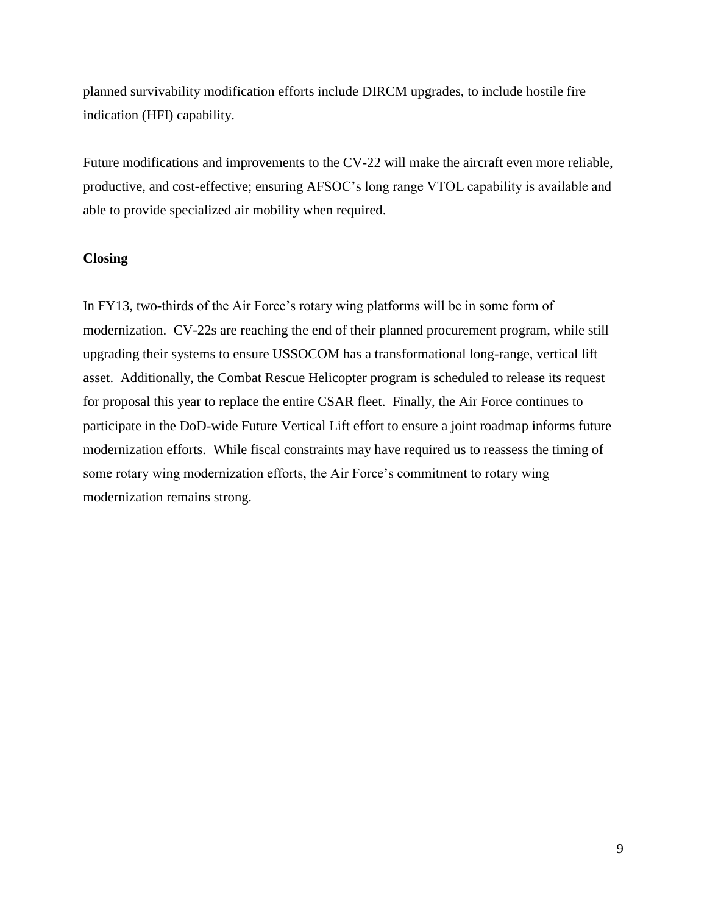planned survivability modification efforts include DIRCM upgrades, to include hostile fire indication (HFI) capability.

Future modifications and improvements to the CV-22 will make the aircraft even more reliable, productive, and cost-effective; ensuring AFSOC's long range VTOL capability is available and able to provide specialized air mobility when required.

**Closing**

In FY13, two-thirds of the Air Force's rotary wing platforms will be in some form of modernization. CV-22s are reaching the end of their planned procurement program, while still upgrading their systems to ensure USSOCOM has a transformational long-range, vertical lift asset. Additionally, the Combat Rescue Helicopter program is scheduled to release its request for proposal this year to replace the entire CSAR fleet. Finally, the Air Force continues to participate in the DoD-wide Future Vertical Lift effort to ensure a joint roadmap informs future modernization efforts. While fiscal constraints may have required us to reassess the timing of some rotary wing modernization efforts, the Air Force's commitment to rotary wing modernization remains strong.